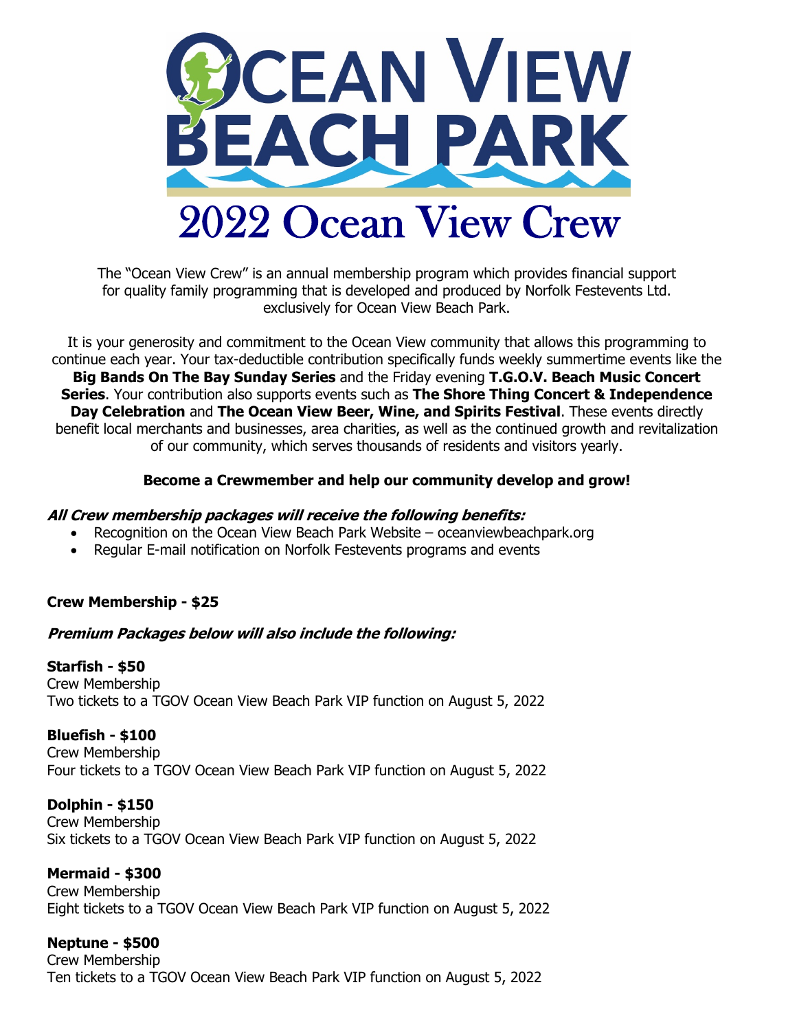# OCEAN VIEW BEACH PARK

# 2022 Ocean View Crew

The "Ocean View Crew" is an annual membership program which provides financial support for quality family programming that is developed and produced by Norfolk Festevents Ltd. exclusively for Ocean View Beach Park.

It is your generosity and commitment to the Ocean View community that allows this programming to continue each year. Your tax-deductible contribution specifically funds weekly summertime events like the **Big Bands On The Bay Sunday Series** and the Friday evening **T.G.O.V. Beach Music Concert Series**. Your contribution also supports events such as **The Shore Thing Concert & Independence Day Celebration** and **The Ocean View Beer, Wine, and Spirits Festival**. These events directly benefit local merchants and businesses, area charities, as well as the continued growth and revitalization of our community, which serves thousands of residents and visitors yearly.

**Become a Crewmember and help our community develop and grow!**

***All Crew membership packages will receive the following benefits:***

- Recognition on the Ocean View Beach Park Website – oceanviewbeachpark.org
- Regular E-mail notification on Norfolk Festevents programs and events

**Crew Membership - $25**

***Premium Packages below will also include the following:***

**Starfish - $50**
Crew Membership
Two tickets to a TGOV Ocean View Beach Park VIP function on August 5, 2022

**Bluefish - $100**
Crew Membership
Four tickets to a TGOV Ocean View Beach Park VIP function on August 5, 2022

**Dolphin - $150**
Crew Membership
Six tickets to a TGOV Ocean View Beach Park VIP function on August 5, 2022

**Mermaid - $300**
Crew Membership
Eight tickets to a TGOV Ocean View Beach Park VIP function on August 5, 2022

**Neptune - $500**
Crew Membership
Ten tickets to a TGOV Ocean View Beach Park VIP function on August 5, 2022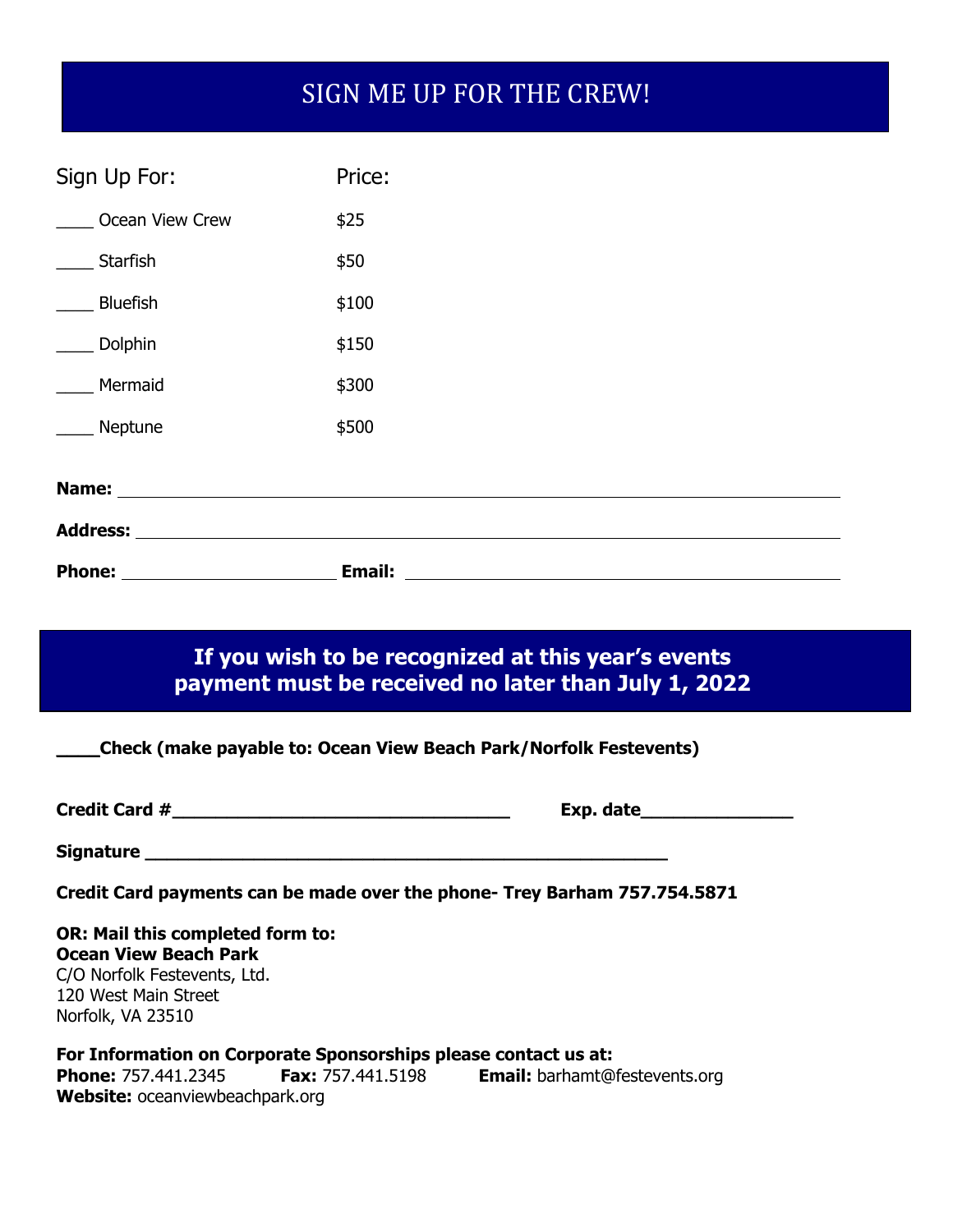# SIGN ME UP FOR THE CREW!

| Sign Up For: | Price: |
|---|---|
| ____ Ocean View Crew | $25 |
| ____ Starfish | $50 |
| ____ Bluefish | $100 |
| ____ Dolphin | $150 |
| ____ Mermaid | $300 |
| ____ Neptune | $500 |

**Name:** ______________________________________________________________________

**Address:** ____________________________________________________________________

**Phone:** ______________________ **Email:** ____________________________________________

## If you wish to be recognized at this year's events payment must be received no later than July 1, 2022

**____Check (make payable to: Ocean View Beach Park/Norfolk Festevents)**

**Credit Card #________________________________** **Exp. date______________**

**Signature ___________________________________________________**

**Credit Card payments can be made over the phone- Trey Barham 757.754.5871**

**OR: Mail this completed form to:**
**Ocean View Beach Park**
C/O Norfolk Festevents, Ltd.
120 West Main Street
Norfolk, VA 23510

**For Information on Corporate Sponsorships please contact us at:**
**Phone:** 757.441.2345 **Fax:** 757.441.5198 **Email:** barhamt@festevents.org
**Website:** oceanviewbeachpark.org